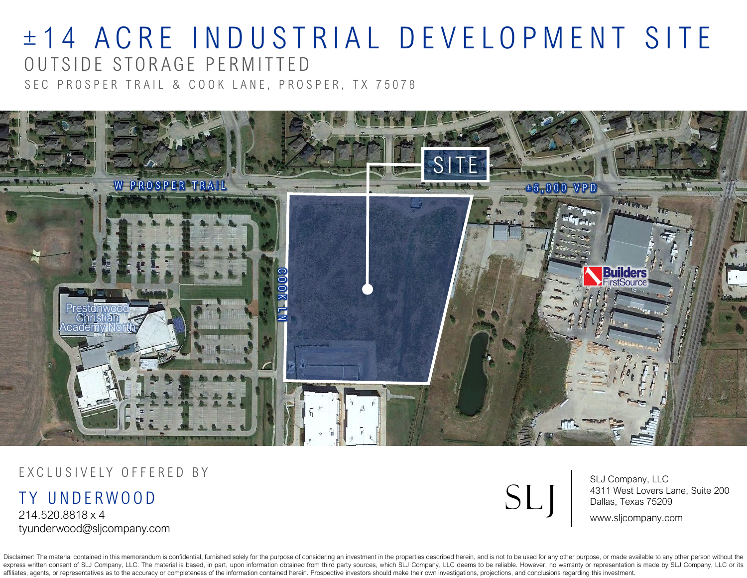# ±14 ACRE INDUSTRIAL DEVELOPMENT SITE

## OUTSIDE STORAGE PERMITTED

SEC PROSPER TRAIL & COOK LANE, PROSPER, TX 75078

SITE

W PROSPER TRAIL

±5,000 VPD

COOK LN

Prestonwood Christian Academy North

Builders FirstSource

EXCLUSIVELY OFFERED BY

**TY UNDERWOOD**
214.520.8818 x 4
tyunderwood@sljcompany.com

SLJ

SLJ Company, LLC
4311 West Lovers Lane, Suite 200
Dallas, Texas 75209

www.sljcompany.com

Disclaimer: The material contained in this memorandum is confidential, furnished solely for the purpose of considering an investment in the properties described herein, and is not to be used for any other purpose, or made available to any other person without the express written consent of SLJ Company, LLC. The material is based, in part, upon information obtained from third party sources, which SLJ Company, LLC deems to be reliable. However, no warranty or representation is made by SLJ Company, LLC or its affiliates, agents, or representatives as to the accuracy or completeness of the information contained herein. Prospective investors should make their own investigations, projections, and conclusions regarding this investment.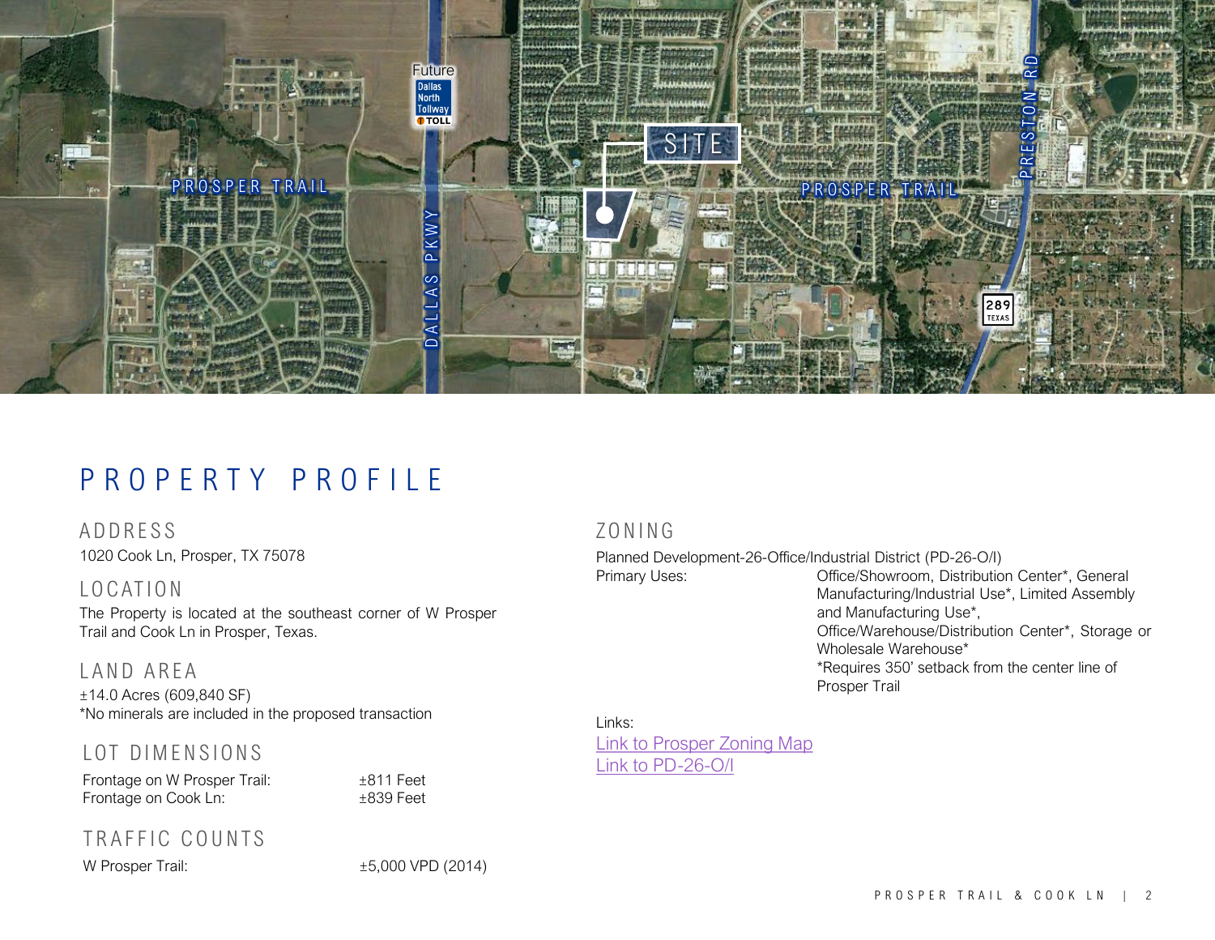# PROPERTY PROFILE

## ADDRESS

1020 Cook Ln, Prosper, TX 75078

## LOCATION

The Property is located at the southeast corner of W Prosper Trail and Cook Ln in Prosper, Texas.

## LAND AREA

±14.0 Acres (609,840 SF)
*No minerals are included in the proposed transaction

## LOT DIMENSIONS

| | |
|---|---|
| Frontage on W Prosper Trail: | ±811 Feet |
| Frontage on Cook Ln: | ±839 Feet |

## TRAFFIC COUNTS

| | |
|---|---|
| W Prosper Trail: | ±5,000 VPD (2014) |

## ZONING

Planned Development-26-Office/Industrial District (PD-26-O/I)

| | |
|---|---|
| Primary Uses: | Office/Showroom, Distribution Center*, General Manufacturing/Industrial Use*, Limited Assembly and Manufacturing Use*, Office/Warehouse/Distribution Center*, Storage or Wholesale Warehouse* *Requires 350' setback from the center line of Prosper Trail |

Links:
Link to Prosper Zoning Map
Link to PD-26-O/I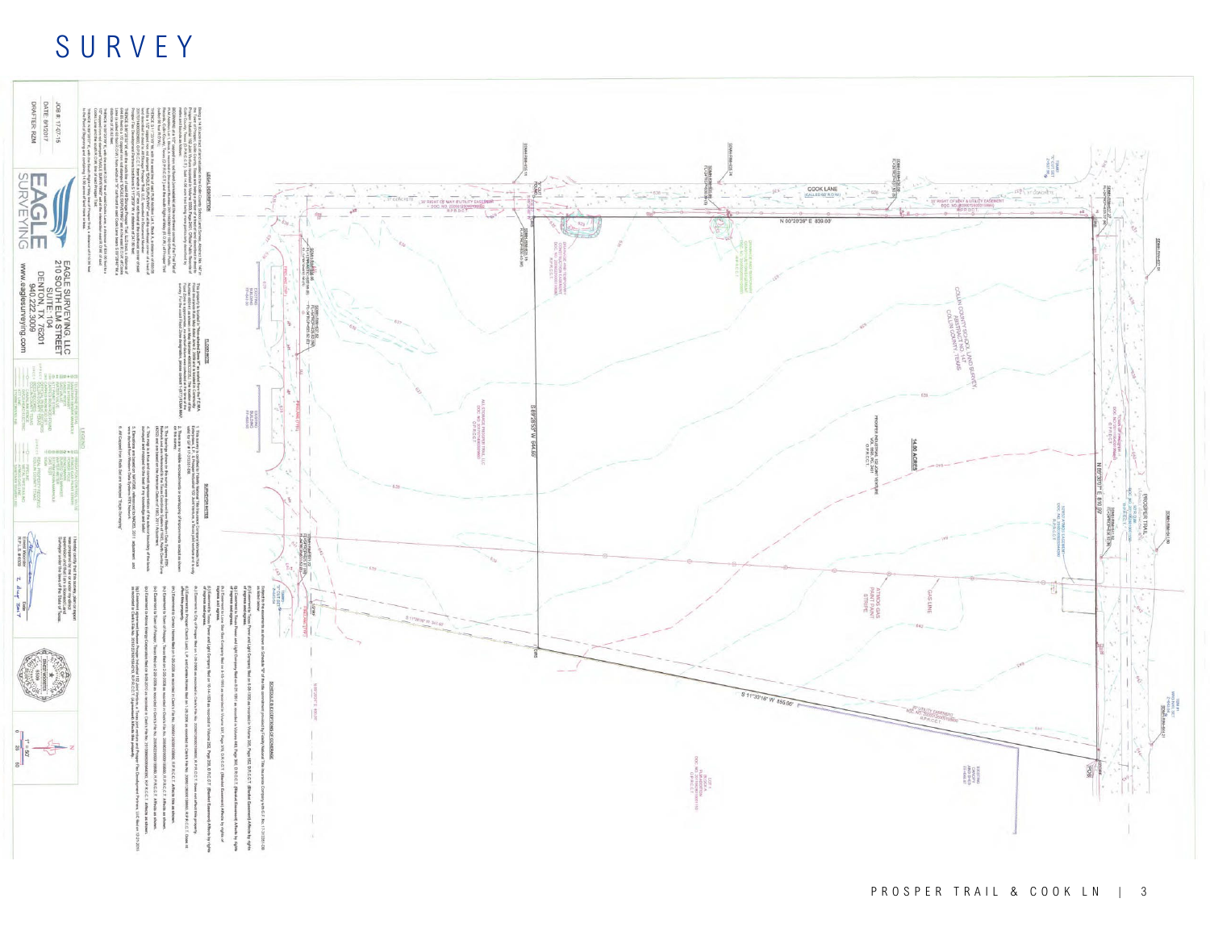# SURVEY

COOK LANE

PROSPER TRAIL

14.80 ACRES

COLLIN COUNTY SCHOOL LAND SURVEY, ABSTRACT NO. 147, COLLIN COUNTY, TEXAS

N 00°20'39" E 839.00'

S 89°26'53" W 944.69'

S 11°30'18" W 855.06'

POB

LEGAL DESCRIPTION

FLOOD NOTE

SURVEYOR NOTES

SCHEDULE B EXCEPTIONS OF COVERAGE

LEGEND

GAS LINE

JOB #: 17-07-15

DATE: 8/1/2017

DRAFTER: RZM

EAGLE SURVEYING

EAGLE SURVEYING, LLC
210 SOUTH ELM STREET
SUITE: 104
DENTON, TX 76201
940.222.3009
www.eaglesurveying.com

1" = 50'